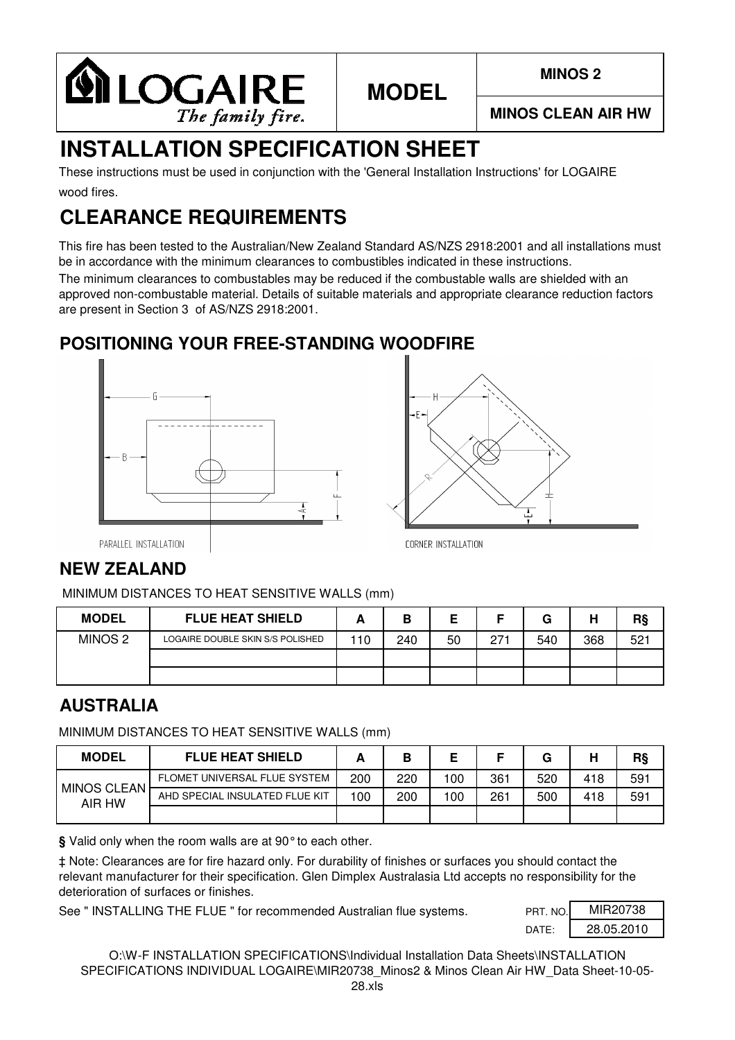**LOGAIRE** *The family fire.*

**MODEL**

**MINOS 2**

**MINOS CLEAN AIR HW**

# INSTALLATION SPECIFICATION SHEET

These instructions must be used in conjunction with the 'General Installation Instructions' for LOGAIRE wood fires.

# CLEARANCE REQUIREMENTS

This fire has been tested to the Australian/New Zealand Standard AS/NZS 2918:2001 and all installations must be in accordance with the minimum clearances to combustibles indicated in these instructions.

The minimum clearances to combustables may be reduced if the combustable walls are shielded with an approved non-combustable material. Details of suitable materials and appropriate clearance reduction factors are present in Section 3 of AS/NZS 2918:2001.

## POSITIONING YOUR FREE-STANDING WOODFIRE

PARALLEL INSTALLATION

CORNER INSTALLATION

## NEW ZEALAND

MINIMUM DISTANCES TO HEAT SENSITIVE WALLS (mm)

| MODEL | FLUE HEAT SHIELD | A | B | E | F | G | H | R§ |
|---|---|---|---|---|---|---|---|---|
| MINOS 2 | LOGAIRE DOUBLE SKIN S/S POLISHED | 110 | 240 | 50 | 271 | 540 | 368 | 521 |
| | | | | | | | | |
| | | | | | | | | |

## AUSTRALIA

MINIMUM DISTANCES TO HEAT SENSITIVE WALLS (mm)

| MODEL | FLUE HEAT SHIELD | A | B | E | F | G | H | R§ |
|---|---|---|---|---|---|---|---|---|
| MINOS CLEAN AIR HW | FLOMET UNIVERSAL FLUE SYSTEM | 200 | 220 | 100 | 361 | 520 | 418 | 591 |
| | AHD SPECIAL INSULATED FLUE KIT | 100 | 200 | 100 | 261 | 500 | 418 | 591 |
| | | | | | | | | |

**§** Valid only when the room walls are at 90° to each other.

**‡** Note: Clearances are for fire hazard only. For durability of finishes or surfaces you should contact the relevant manufacturer for their specification. Glen Dimplex Australasia Ltd accepts no responsibility for the deterioration of surfaces or finishes.

See " INSTALLING THE FLUE " for recommended Australian flue systems.

| PRT. NO. | MIR20738 |
|---|---|
| DATE: | 28.05.2010 |

O:\W-F INSTALLATION SPECIFICATIONS\Individual Installation Data Sheets\INSTALLATION SPECIFICATIONS INDIVIDUAL LOGAIRE\MIR20738_Minos2 & Minos Clean Air HW_Data Sheet-10-05-28.xls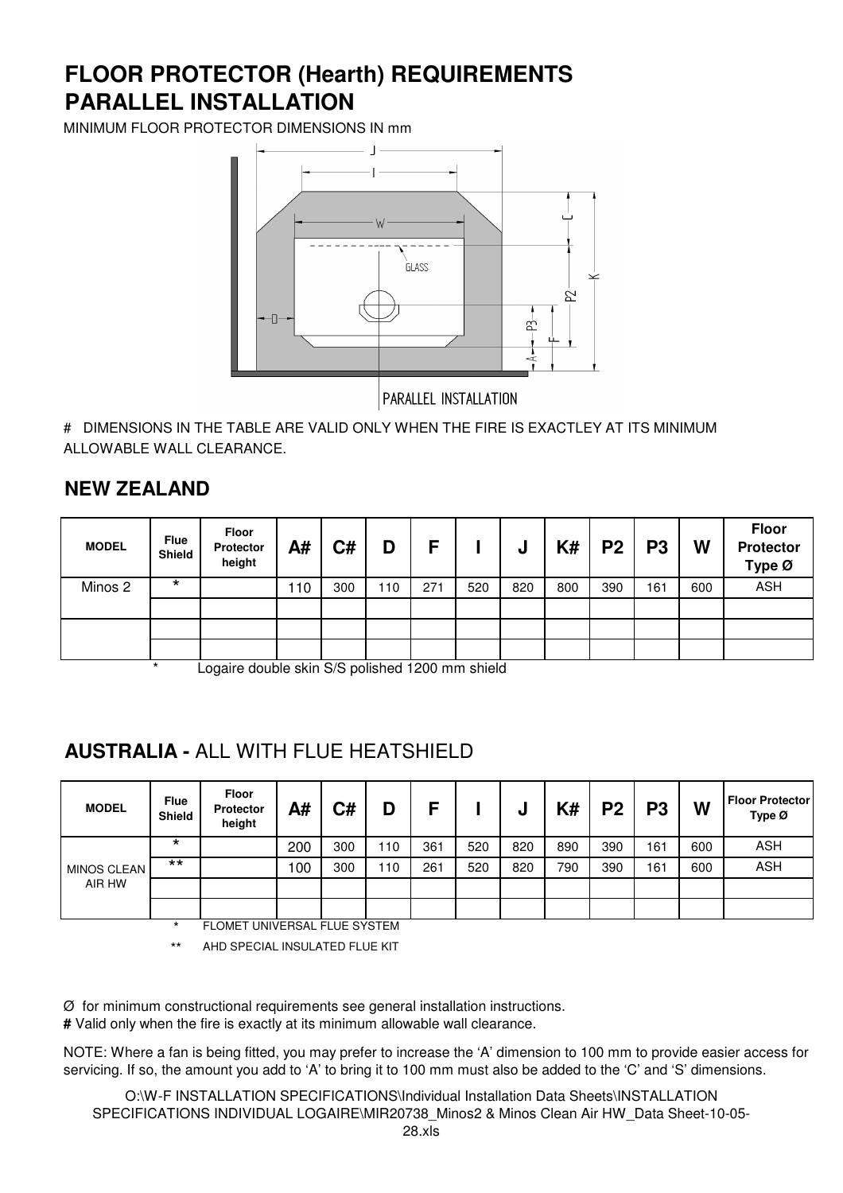# FLOOR PROTECTOR (Hearth) REQUIREMENTS
# PARALLEL INSTALLATION

MINIMUM FLOOR PROTECTOR DIMENSIONS IN mm

# DIMENSIONS IN THE TABLE ARE VALID ONLY WHEN THE FIRE IS EXACTLEY AT ITS MINIMUM ALLOWABLE WALL CLEARANCE.

## NEW ZEALAND

| MODEL | Flue Shield | Floor Protector height | A# | C# | D | F | I | J | K# | P2 | P3 | W | Floor Protector Type Ø |
|---|---|---|---|---|---|---|---|---|---|---|---|---|---|
| Minos 2 | * | | 110 | 300 | 110 | 271 | 520 | 820 | 800 | 390 | 161 | 600 | ASH |
| | | | | | | | | | | | | | |
| | | | | | | | | | | | | | |
| | | | | | | | | | | | | | |

\* Logaire double skin S/S polished 1200 mm shield

## AUSTRALIA - ALL WITH FLUE HEATSHIELD

| MODEL | Flue Shield | Floor Protector height | A# | C# | D | F | I | J | K# | P2 | P3 | W | Floor Protector Type Ø |
|---|---|---|---|---|---|---|---|---|---|---|---|---|---|
| MINOS CLEAN AIR HW | * | | 200 | 300 | 110 | 361 | 520 | 820 | 890 | 390 | 161 | 600 | ASH |
| | ** | | 100 | 300 | 110 | 261 | 520 | 820 | 790 | 390 | 161 | 600 | ASH |
| | | | | | | | | | | | | | |
| | | | | | | | | | | | | | |

\* FLOMET UNIVERSAL FLUE SYSTEM

\*\* AHD SPECIAL INSULATED FLUE KIT

Ø for minimum constructional requirements see general installation instructions.

**#** Valid only when the fire is exactly at its minimum allowable wall clearance.

NOTE: Where a fan is being fitted, you may prefer to increase the 'A' dimension to 100 mm to provide easier access for servicing. If so, the amount you add to 'A' to bring it to 100 mm must also be added to the 'C' and 'S' dimensions.

O:\W-F INSTALLATION SPECIFICATIONS\Individual Installation Data Sheets\INSTALLATION SPECIFICATIONS INDIVIDUAL LOGAIRE\MIR20738_Minos2 & Minos Clean Air HW_Data Sheet-10-05-28.xls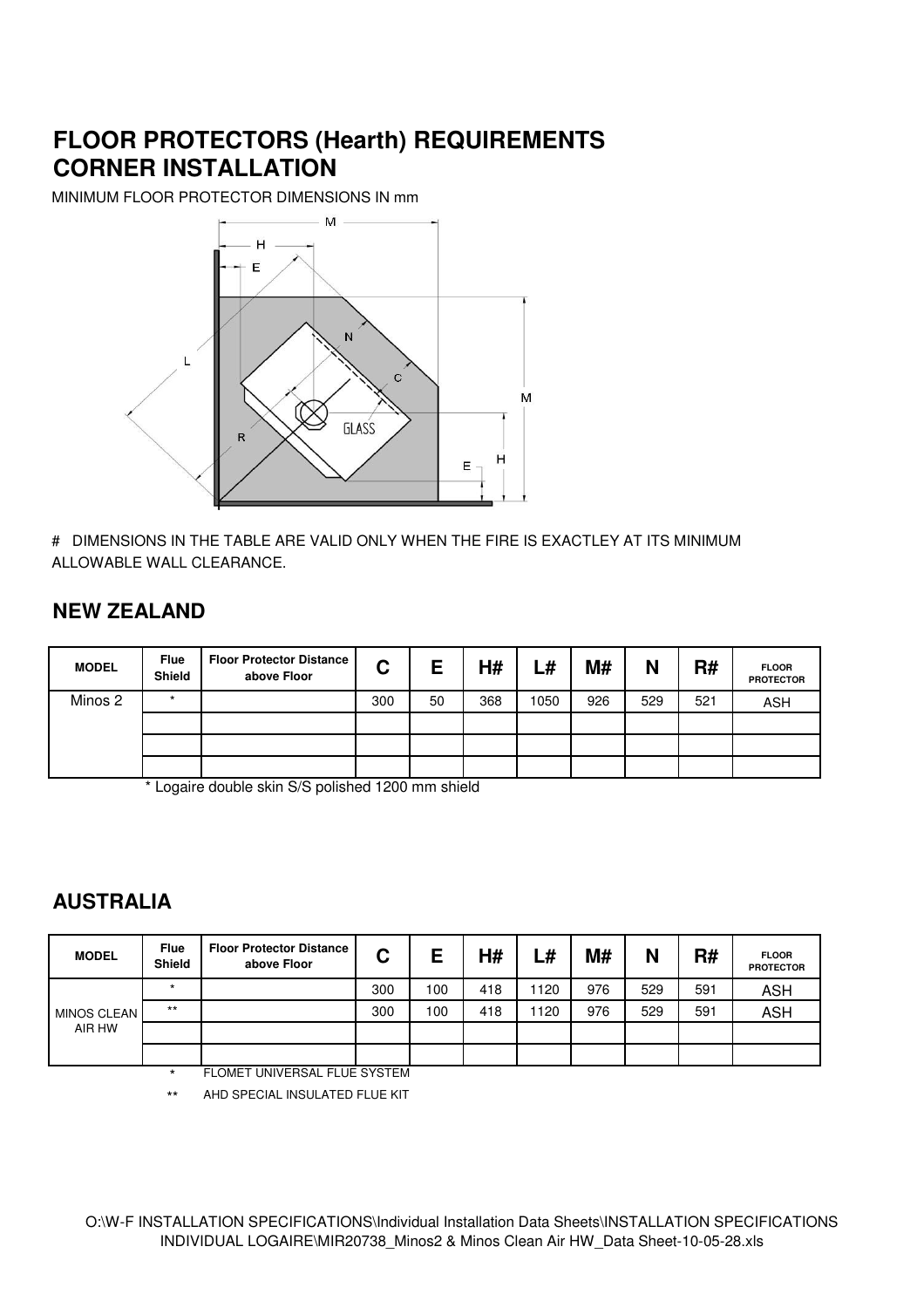# FLOOR PROTECTORS (Hearth) REQUIREMENTS
# CORNER INSTALLATION

MINIMUM FLOOR PROTECTOR DIMENSIONS IN mm

# DIMENSIONS IN THE TABLE ARE VALID ONLY WHEN THE FIRE IS EXACTLEY AT ITS MINIMUM ALLOWABLE WALL CLEARANCE.

## NEW ZEALAND

| MODEL | Flue Shield | Floor Protector Distance above Floor | C | E | H# | L# | M# | N | R# | FLOOR PROTECTOR |
|---|---|---|---|---|---|---|---|---|---|---|
| Minos 2 | * | | 300 | 50 | 368 | 1050 | 926 | 529 | 521 | ASH |
| | | | | | | | | | | |
| | | | | | | | | | | |
| | | | | | | | | | | |

\* Logaire double skin S/S polished 1200 mm shield

## AUSTRALIA

| MODEL | Flue Shield | Floor Protector Distance above Floor | C | E | H# | L# | M# | N | R# | FLOOR PROTECTOR |
|---|---|---|---|---|---|---|---|---|---|---|
| MINOS CLEAN AIR HW | * | | 300 | 100 | 418 | 1120 | 976 | 529 | 591 | ASH |
| | ** | | 300 | 100 | 418 | 1120 | 976 | 529 | 591 | ASH |
| | | | | | | | | | | |
| | | | | | | | | | | |

\* FLOMET UNIVERSAL FLUE SYSTEM

** AHD SPECIAL INSULATED FLUE KIT

O:\W-F INSTALLATION SPECIFICATIONS\Individual Installation Data Sheets\INSTALLATION SPECIFICATIONS INDIVIDUAL LOGAIRE\MIR20738_Minos2 & Minos Clean Air HW_Data Sheet-10-05-28.xls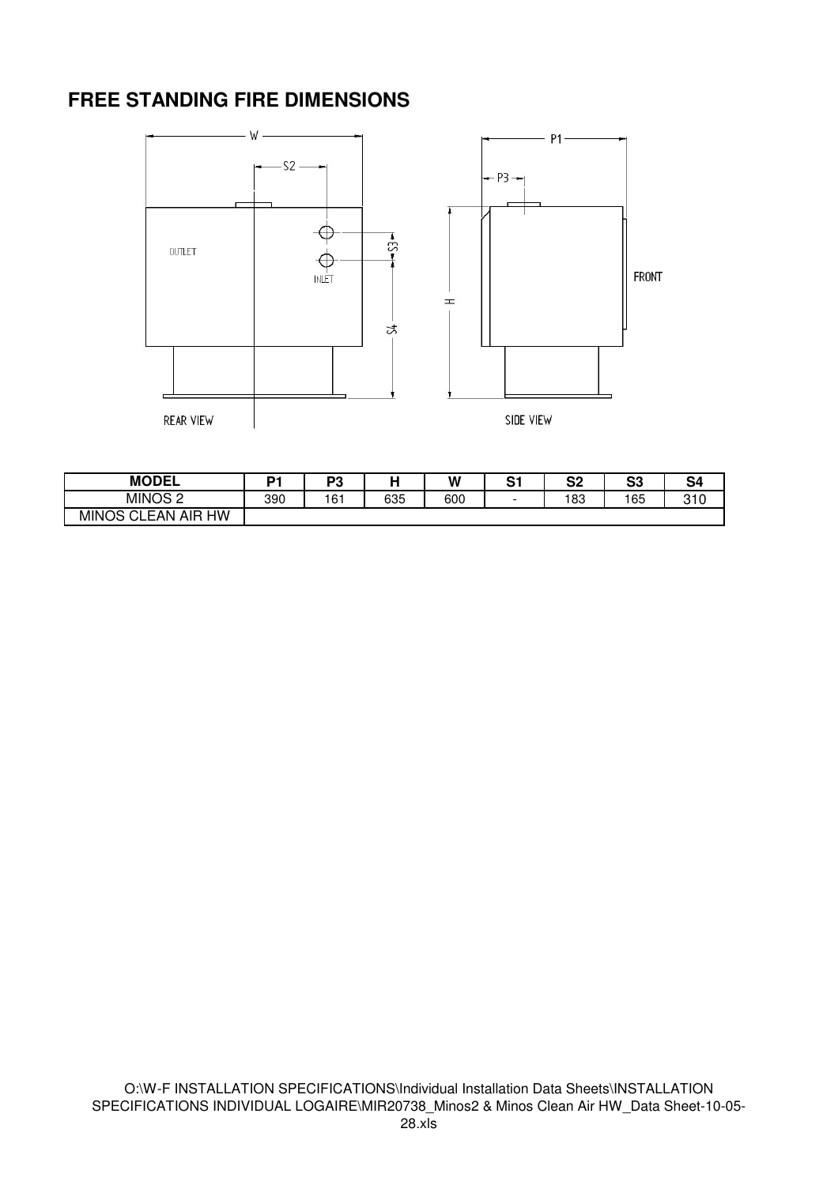# FREE STANDING FIRE DIMENSIONS

| MODEL | P1 | P3 | H | W | S1 | S2 | S3 | S4 |
|---|---|---|---|---|---|---|---|---|
| MINOS 2 | 390 | 161 | 635 | 600 | - | 183 | 165 | 310 |
| MINOS CLEAN AIR HW | | | | | | | | |

O:\W-F INSTALLATION SPECIFICATIONS\Individual Installation Data Sheets\INSTALLATION SPECIFICATIONS INDIVIDUAL LOGAIRE\MIR20738_Minos2 & Minos Clean Air HW_Data Sheet-10-05-28.xls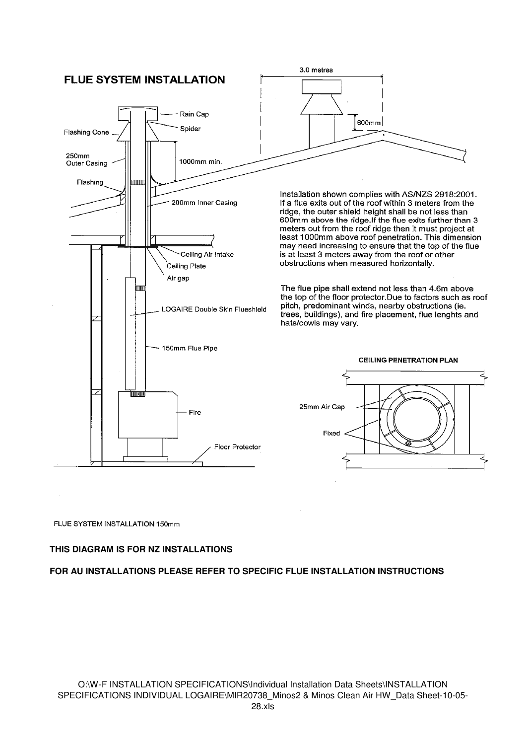# FLUE SYSTEM INSTALLATION

Rain Cap
Spider
Flashing Cone
250mm Outer Casing
1000mm min.
Flashing
200mm Inner Casing
Ceiling Air Intake
Ceiling Plate
Air gap
LOGAIRE Double Skin Flueshield
150mm Flue Pipe
Fire
Floor Protector

3.0 metres
600mm

Installation shown complies with AS/NZS 2918:2001. If a flue exits out of the roof within 3 meters from the ridge, the outer shield height shall be not less than 600mm above the ridge.If the flue exits further than 3 meters out from the roof ridge then it must project at least 1000mm above roof penetration. This dimension may need increasing to ensure that the top of the flue is at least 3 meters away from the roof or other obstructions when measured horizontally.

The flue pipe shall extend not less than 4.6m above the top of the floor protector.Due to factors such as roof pitch, predominant winds, nearby obstructions (ie. trees, buildings), and fire placement, flue lenghts and hats/cowls may vary.

**CEILING PENETRATION PLAN**

25mm Air Gap
Fixed

FLUE SYSTEM INSTALLATION 150mm

**THIS DIAGRAM IS FOR NZ INSTALLATIONS**

**FOR AU INSTALLATIONS PLEASE REFER TO SPECIFIC FLUE INSTALLATION INSTRUCTIONS**

O:\W-F INSTALLATION SPECIFICATIONS\Individual Installation Data Sheets\INSTALLATION SPECIFICATIONS INDIVIDUAL LOGAIRE\MIR20738_Minos2 & Minos Clean Air HW_Data Sheet-10-05-28.xls